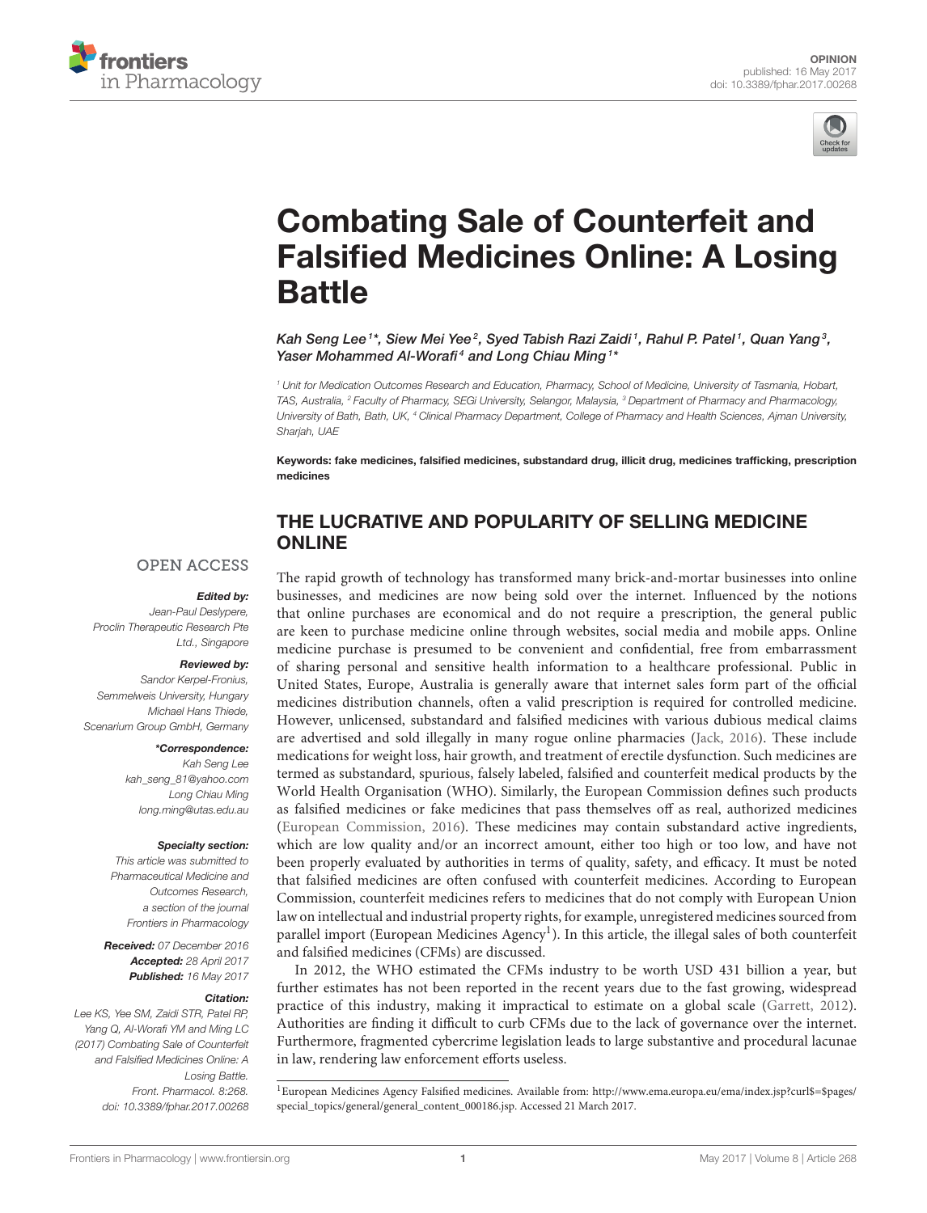OPINION
published: 16 May 2017
doi: 10.3389/fphar.2017.00268

# Combating Sale of Counterfeit and Falsified Medicines Online: A Losing Battle

*Kah Seng Lee[1]*, Siew Mei Yee[2], Syed Tabish Razi Zaidi[1], Rahul P. Patel[1], Quan Yang[3], Yaser Mohammed Al-Worafi[4] and Long Chiau Ming[1]**

[1] Unit for Medication Outcomes Research and Education, Pharmacy, School of Medicine, University of Tasmania, Hobart, TAS, Australia, [2] Faculty of Pharmacy, SEGi University, Selangor, Malaysia, [3] Department of Pharmacy and Pharmacology, University of Bath, Bath, UK, [4] Clinical Pharmacy Department, College of Pharmacy and Health Sciences, Ajman University, Sharjah, UAE

**Keywords: fake medicines, falsified medicines, substandard drug, illicit drug, medicines trafficking, prescription medicines**

OPEN ACCESS

***Edited by:***
*Jean-Paul Deslypere, Proclin Therapeutic Research Pte Ltd., Singapore*

***Reviewed by:***
*Sandor Kerpel-Fronius, Semmelweis University, Hungary*
*Michael Hans Thiede, Scenarium Group GmbH, Germany*

***\*Correspondence:***
*Kah Seng Lee*
*kah_seng_81@yahoo.com*
*Long Chiau Ming*
*long.ming@utas.edu.au*

***Specialty section:***
*This article was submitted to Pharmaceutical Medicine and Outcomes Research, a section of the journal Frontiers in Pharmacology*

***Received:*** *07 December 2016*
***Accepted:*** *28 April 2017*
***Published:*** *16 May 2017*

***Citation:***
*Lee KS, Yee SM, Zaidi STR, Patel RP, Yang Q, Al-Worafi YM and Ming LC (2017) Combating Sale of Counterfeit and Falsified Medicines Online: A Losing Battle. Front. Pharmacol. 8:268. doi: 10.3389/fphar.2017.00268*

## THE LUCRATIVE AND POPULARITY OF SELLING MEDICINE ONLINE

The rapid growth of technology has transformed many brick-and-mortar businesses into online businesses, and medicines are now being sold over the internet. Influenced by the notions that online purchases are economical and do not require a prescription, the general public are keen to purchase medicine online through websites, social media and mobile apps. Online medicine purchase is presumed to be convenient and confidential, free from embarrassment of sharing personal and sensitive health information to a healthcare professional. Public in United States, Europe, Australia is generally aware that internet sales form part of the official medicines distribution channels, often a valid prescription is required for controlled medicine. However, unlicensed, substandard and falsified medicines with various dubious medical claims are advertised and sold illegally in many rogue online pharmacies (Jack, 2016). These include medications for weight loss, hair growth, and treatment of erectile dysfunction. Such medicines are termed as substandard, spurious, falsely labeled, falsified and counterfeit medical products by the World Health Organisation (WHO). Similarly, the European Commission defines such products as falsified medicines or fake medicines that pass themselves off as real, authorized medicines (European Commission, 2016). These medicines may contain substandard active ingredients, which are low quality and/or an incorrect amount, either too high or too low, and have not been properly evaluated by authorities in terms of quality, safety, and efficacy. It must be noted that falsified medicines are often confused with counterfeit medicines. According to European Commission, counterfeit medicines refers to medicines that do not comply with European Union law on intellectual and industrial property rights, for example, unregistered medicines sourced from parallel import (European Medicines Agency[1]). In this article, the illegal sales of both counterfeit and falsified medicines (CFMs) are discussed.

In 2012, the WHO estimated the CFMs industry to be worth USD 431 billion a year, but further estimates has not been reported in the recent years due to the fast growing, widespread practice of this industry, making it impractical to estimate on a global scale (Garrett, 2012). Authorities are finding it difficult to curb CFMs due to the lack of governance over the internet. Furthermore, fragmented cybercrime legislation leads to large substantive and procedural lacunae in law, rendering law enforcement efforts useless.

[1] European Medicines Agency Falsified medicines. Available from: http://www.ema.europa.eu/ema/index.jsp?curl$=$pages/special_topics/general/general_content_000186.jsp. Accessed 21 March 2017.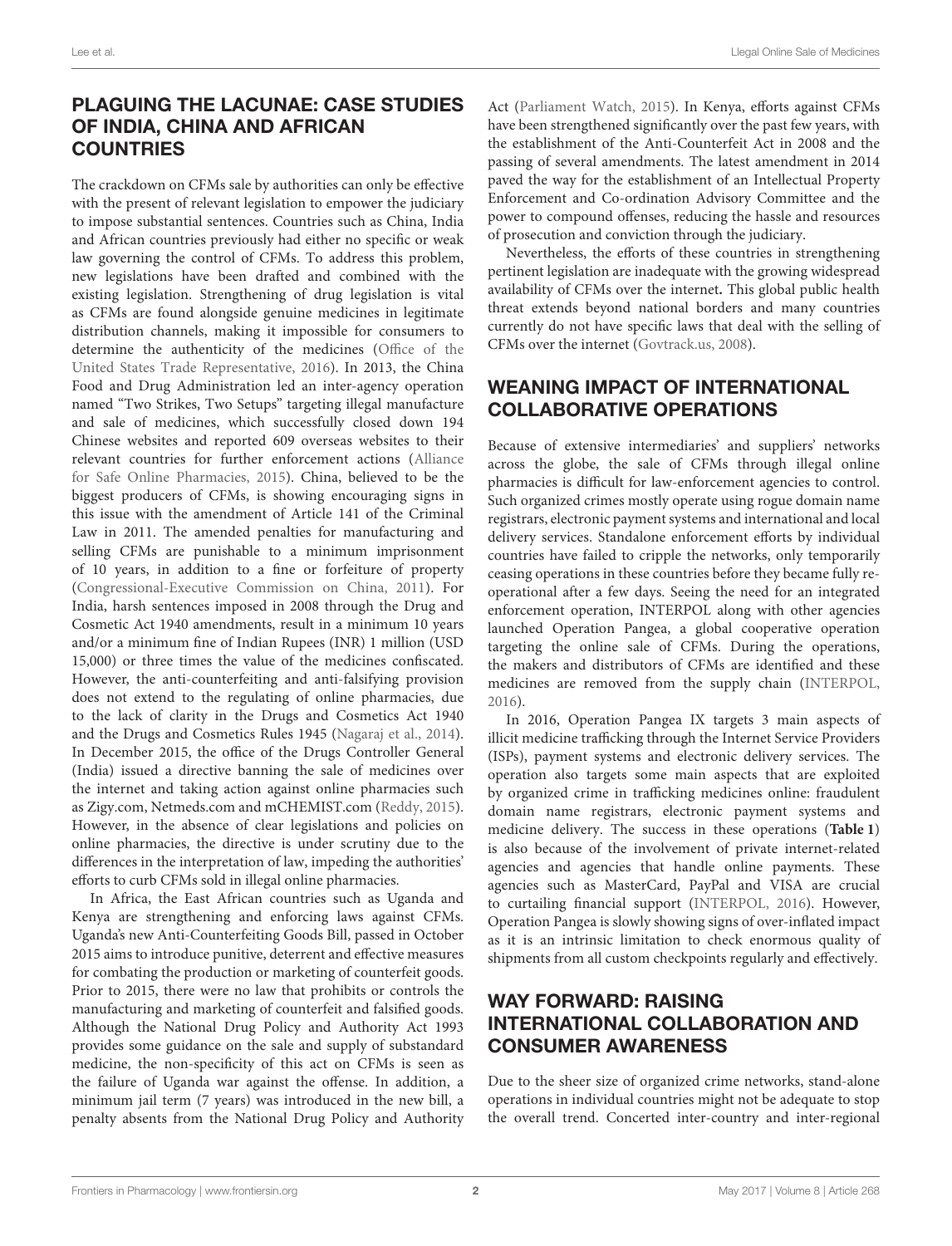## PLAGUING THE LACUNAE: CASE STUDIES OF INDIA, CHINA AND AFRICAN COUNTRIES

The crackdown on CFMs sale by authorities can only be effective with the present of relevant legislation to empower the judiciary to impose substantial sentences. Countries such as China, India and African countries previously had either no specific or weak law governing the control of CFMs. To address this problem, new legislations have been drafted and combined with the existing legislation. Strengthening of drug legislation is vital as CFMs are found alongside genuine medicines in legitimate distribution channels, making it impossible for consumers to determine the authenticity of the medicines (Office of the United States Trade Representative, 2016). In 2013, the China Food and Drug Administration led an inter-agency operation named "Two Strikes, Two Setups" targeting illegal manufacture and sale of medicines, which successfully closed down 194 Chinese websites and reported 609 overseas websites to their relevant countries for further enforcement actions (Alliance for Safe Online Pharmacies, 2015). China, believed to be the biggest producers of CFMs, is showing encouraging signs in this issue with the amendment of Article 141 of the Criminal Law in 2011. The amended penalties for manufacturing and selling CFMs are punishable to a minimum imprisonment of 10 years, in addition to a fine or forfeiture of property (Congressional-Executive Commission on China, 2011). For India, harsh sentences imposed in 2008 through the Drug and Cosmetic Act 1940 amendments, result in a minimum 10 years and/or a minimum fine of Indian Rupees (INR) 1 million (USD 15,000) or three times the value of the medicines confiscated. However, the anti-counterfeiting and anti-falsifying provision does not extend to the regulating of online pharmacies, due to the lack of clarity in the Drugs and Cosmetics Act 1940 and the Drugs and Cosmetics Rules 1945 (Nagaraj et al., 2014). In December 2015, the office of the Drugs Controller General (India) issued a directive banning the sale of medicines over the internet and taking action against online pharmacies such as Zigy.com, Netmeds.com and mCHEMIST.com (Reddy, 2015). However, in the absence of clear legislations and policies on online pharmacies, the directive is under scrutiny due to the differences in the interpretation of law, impeding the authorities' efforts to curb CFMs sold in illegal online pharmacies.

In Africa, the East African countries such as Uganda and Kenya are strengthening and enforcing laws against CFMs. Uganda's new Anti-Counterfeiting Goods Bill, passed in October 2015 aims to introduce punitive, deterrent and effective measures for combating the production or marketing of counterfeit goods. Prior to 2015, there were no law that prohibits or controls the manufacturing and marketing of counterfeit and falsified goods. Although the National Drug Policy and Authority Act 1993 provides some guidance on the sale and supply of substandard medicine, the non-specificity of this act on CFMs is seen as the failure of Uganda war against the offense. In addition, a minimum jail term (7 years) was introduced in the new bill, a penalty absents from the National Drug Policy and Authority Act (Parliament Watch, 2015). In Kenya, efforts against CFMs have been strengthened significantly over the past few years, with the establishment of the Anti-Counterfeit Act in 2008 and the passing of several amendments. The latest amendment in 2014 paved the way for the establishment of an Intellectual Property Enforcement and Co-ordination Advisory Committee and the power to compound offenses, reducing the hassle and resources of prosecution and conviction through the judiciary.

Nevertheless, the efforts of these countries in strengthening pertinent legislation are inadequate with the growing widespread availability of CFMs over the internet. This global public health threat extends beyond national borders and many countries currently do not have specific laws that deal with the selling of CFMs over the internet (Govtrack.us, 2008).

## WEANING IMPACT OF INTERNATIONAL COLLABORATIVE OPERATIONS

Because of extensive intermediaries' and suppliers' networks across the globe, the sale of CFMs through illegal online pharmacies is difficult for law-enforcement agencies to control. Such organized crimes mostly operate using rogue domain name registrars, electronic payment systems and international and local delivery services. Standalone enforcement efforts by individual countries have failed to cripple the networks, only temporarily ceasing operations in these countries before they became fully re-operational after a few days. Seeing the need for an integrated enforcement operation, INTERPOL along with other agencies launched Operation Pangea, a global cooperative operation targeting the online sale of CFMs. During the operations, the makers and distributors of CFMs are identified and these medicines are removed from the supply chain (INTERPOL, 2016).

In 2016, Operation Pangea IX targets 3 main aspects of illicit medicine trafficking through the Internet Service Providers (ISPs), payment systems and electronic delivery services. The operation also targets some main aspects that are exploited by organized crime in trafficking medicines online: fraudulent domain name registrars, electronic payment systems and medicine delivery. The success in these operations (**Table 1**) is also because of the involvement of private internet-related agencies and agencies that handle online payments. These agencies such as MasterCard, PayPal and VISA are crucial to curtailing financial support (INTERPOL, 2016). However, Operation Pangea is slowly showing signs of over-inflated impact as it is an intrinsic limitation to check enormous quality of shipments from all custom checkpoints regularly and effectively.

## WAY FORWARD: RAISING INTERNATIONAL COLLABORATION AND CONSUMER AWARENESS

Due to the sheer size of organized crime networks, stand-alone operations in individual countries might not be adequate to stop the overall trend. Concerted inter-country and inter-regional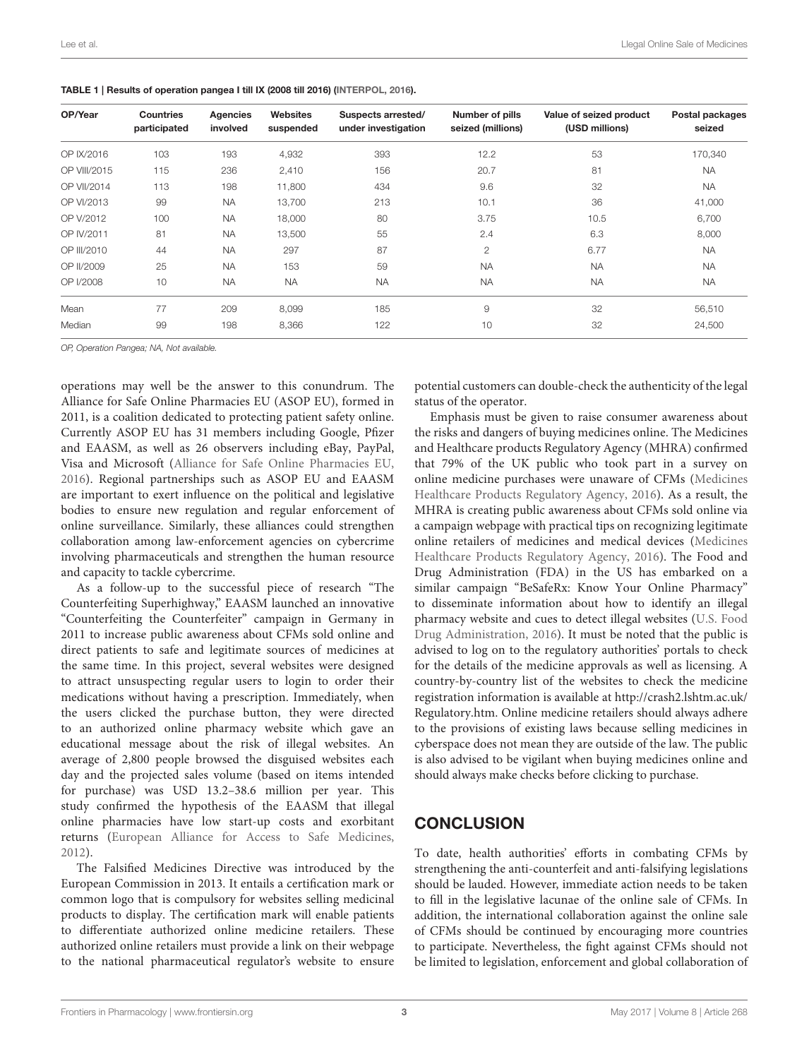**TABLE 1 | Results of operation pangea I till IX (2008 till 2016) (INTERPOL, 2016).**

| OP/Year | Countries participated | Agencies involved | Websites suspended | Suspects arrested/ under investigation | Number of pills seized (millions) | Value of seized product (USD millions) | Postal packages seized |
|---|---|---|---|---|---|---|---|
| OP IX/2016 | 103 | 193 | 4,932 | 393 | 12.2 | 53 | 170,340 |
| OP VIII/2015 | 115 | 236 | 2,410 | 156 | 20.7 | 81 | NA |
| OP VII/2014 | 113 | 198 | 11,800 | 434 | 9.6 | 32 | NA |
| OP VI/2013 | 99 | NA | 13,700 | 213 | 10.1 | 36 | 41,000 |
| OP V/2012 | 100 | NA | 18,000 | 80 | 3.75 | 10.5 | 6,700 |
| OP IV/2011 | 81 | NA | 13,500 | 55 | 2.4 | 6.3 | 8,000 |
| OP III/2010 | 44 | NA | 297 | 87 | 2 | 6.77 | NA |
| OP II/2009 | 25 | NA | 153 | 59 | NA | NA | NA |
| OP I/2008 | 10 | NA | NA | NA | NA | NA | NA |
| Mean | 77 | 209 | 8,099 | 185 | 9 | 32 | 56,510 |
| Median | 99 | 198 | 8,366 | 122 | 10 | 32 | 24,500 |

*OP, Operation Pangea; NA, Not available.*

operations may well be the answer to this conundrum. The Alliance for Safe Online Pharmacies EU (ASOP EU), formed in 2011, is a coalition dedicated to protecting patient safety online. Currently ASOP EU has 31 members including Google, Pfizer and EAASM, as well as 26 observers including eBay, PayPal, Visa and Microsoft (Alliance for Safe Online Pharmacies EU, 2016). Regional partnerships such as ASOP EU and EAASM are important to exert influence on the political and legislative bodies to ensure new regulation and regular enforcement of online surveillance. Similarly, these alliances could strengthen collaboration among law-enforcement agencies on cybercrime involving pharmaceuticals and strengthen the human resource and capacity to tackle cybercrime.

As a follow-up to the successful piece of research "The Counterfeiting Superhighway," EAASM launched an innovative "Counterfeiting the Counterfeiter" campaign in Germany in 2011 to increase public awareness about CFMs sold online and direct patients to safe and legitimate sources of medicines at the same time. In this project, several websites were designed to attract unsuspecting regular users to login to order their medications without having a prescription. Immediately, when the users clicked the purchase button, they were directed to an authorized online pharmacy website which gave an educational message about the risk of illegal websites. An average of 2,800 people browsed the disguised websites each day and the projected sales volume (based on items intended for purchase) was USD 13.2–38.6 million per year. This study confirmed the hypothesis of the EAASM that illegal online pharmacies have low start-up costs and exorbitant returns (European Alliance for Access to Safe Medicines, 2012).

The Falsified Medicines Directive was introduced by the European Commission in 2013. It entails a certification mark or common logo that is compulsory for websites selling medicinal products to display. The certification mark will enable patients to differentiate authorized online medicine retailers. These authorized online retailers must provide a link on their webpage to the national pharmaceutical regulator's website to ensure potential customers can double-check the authenticity of the legal status of the operator.

Emphasis must be given to raise consumer awareness about the risks and dangers of buying medicines online. The Medicines and Healthcare products Regulatory Agency (MHRA) confirmed that 79% of the UK public who took part in a survey on online medicine purchases were unaware of CFMs (Medicines Healthcare Products Regulatory Agency, 2016). As a result, the MHRA is creating public awareness about CFMs sold online via a campaign webpage with practical tips on recognizing legitimate online retailers of medicines and medical devices (Medicines Healthcare Products Regulatory Agency, 2016). The Food and Drug Administration (FDA) in the US has embarked on a similar campaign "BeSafeRx: Know Your Online Pharmacy" to disseminate information about how to identify an illegal pharmacy website and cues to detect illegal websites (U.S. Food Drug Administration, 2016). It must be noted that the public is advised to log on to the regulatory authorities' portals to check for the details of the medicine approvals as well as licensing. A country-by-country list of the websites to check the medicine registration information is available at http://crash2.lshtm.ac.uk/Regulatory.htm. Online medicine retailers should always adhere to the provisions of existing laws because selling medicines in cyberspace does not mean they are outside of the law. The public is also advised to be vigilant when buying medicines online and should always make checks before clicking to purchase.

## CONCLUSION

To date, health authorities' efforts in combating CFMs by strengthening the anti-counterfeit and anti-falsifying legislations should be lauded. However, immediate action needs to be taken to fill in the legislative lacunae of the online sale of CFMs. In addition, the international collaboration against the online sale of CFMs should be continued by encouraging more countries to participate. Nevertheless, the fight against CFMs should not be limited to legislation, enforcement and global collaboration of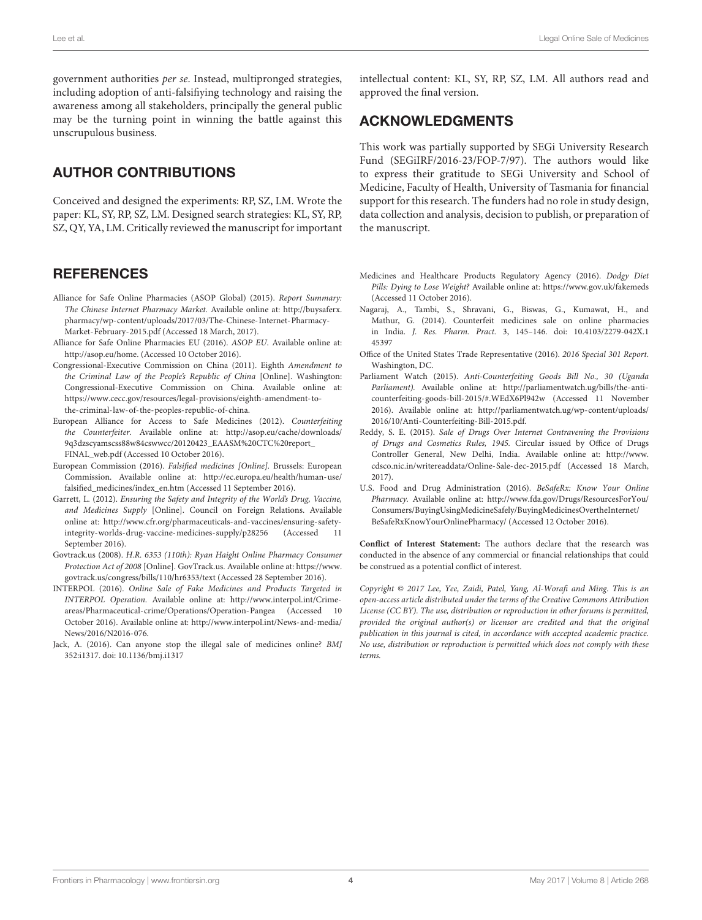government authorities *per se*. Instead, multipronged strategies, including adoption of anti-falsifiying technology and raising the awareness among all stakeholders, principally the general public may be the turning point in winning the battle against this unscrupulous business.

## AUTHOR CONTRIBUTIONS

Conceived and designed the experiments: RP, SZ, LM. Wrote the paper: KL, SY, RP, SZ, LM. Designed search strategies: KL, SY, RP, SZ, QY, YA, LM. Critically reviewed the manuscript for important intellectual content: KL, SY, RP, SZ, LM. All authors read and approved the final version.

## ACKNOWLEDGMENTS

This work was partially supported by SEGi University Research Fund (SEGiIRF/2016-23/FOP-7/97). The authors would like to express their gratitude to SEGi University and School of Medicine, Faculty of Health, University of Tasmania for financial support for this research. The funders had no role in study design, data collection and analysis, decision to publish, or preparation of the manuscript.

## REFERENCES

Alliance for Safe Online Pharmacies (ASOP Global) (2015). *Report Summary: The Chinese Internet Pharmacy Market*. Available online at: http://buysaferx.pharmacy/wp-content/uploads/2017/03/The-Chinese-Internet-Pharmacy-Market-February-2015.pdf (Accessed 18 March, 2017).

Alliance for Safe Online Pharmacies EU (2016). *ASOP EU*. Available online at: http://asop.eu/home. (Accessed 10 October 2016).

Congressional-Executive Commission on China (2011). Eighth *Amendment to the Criminal Law of the People's Republic of China* [Online]. Washington: Congressional-Executive Commission on China. Available online at: https://www.cecc.gov/resources/legal-provisions/eighth-amendment-to-the-criminal-law-of-the-peoples-republic-of-china.

European Alliance for Access to Safe Medicines (2012). *Counterfeiting the Counterfeiter*. Available online at: http://asop.eu/cache/downloads/9q3dzscyamscss88w84cswwcc/20120423_EAASM%20CTC%20report_FINAL_web.pdf (Accessed 10 October 2016).

European Commission (2016). *Falsified medicines [Online]*. Brussels: European Commission. Available online at: http://ec.europa.eu/health/human-use/falsified_medicines/index_en.htm (Accessed 11 September 2016).

Garrett, L. (2012). *Ensuring the Safety and Integrity of the World's Drug, Vaccine, and Medicines Supply* [Online]. Council on Foreign Relations. Available online at: http://www.cfr.org/pharmaceuticals-and-vaccines/ensuring-safety-integrity-worlds-drug-vaccine-medicines-supply/p28256 (Accessed 11 September 2016).

Govtrack.us (2008). *H.R. 6353 (110th): Ryan Haight Online Pharmacy Consumer Protection Act of 2008* [Online]. GovTrack.us. Available online at: https://www.govtrack.us/congress/bills/110/hr6353/text (Accessed 28 September 2016).

INTERPOL (2016). *Online Sale of Fake Medicines and Products Targeted in INTERPOL Operation*. Available online at: http://www.interpol.int/Crime-areas/Pharmaceutical-crime/Operations/Operation-Pangea (Accessed 10 October 2016). Available online at: http://www.interpol.int/News-and-media/News/2016/N2016-076.

Jack, A. (2016). Can anyone stop the illegal sale of medicines online? *BMJ* 352:i1317. doi: 10.1136/bmj.i1317

Medicines and Healthcare Products Regulatory Agency (2016). *Dodgy Diet Pills: Dying to Lose Weight?* Available online at: https://www.gov.uk/fakemeds (Accessed 11 October 2016).

Nagaraj, A., Tambi, S., Shravani, G., Biswas, G., Kumawat, H., and Mathur, G. (2014). Counterfeit medicines sale on online pharmacies in India. *J. Res. Pharm. Pract.* 3, 145–146. doi: 10.4103/2279-042X.145397

Office of the United States Trade Representative (2016). *2016 Special 301 Report*. Washington, DC.

Parliament Watch (2015). *Anti-Counterfeiting Goods Bill No., 30 (Uganda Parliament)*. Available online at: http://parliamentwatch.ug/bills/the-anti-counterfeiting-goods-bill-2015/#.WEdX6Pl942w (Accessed 11 November 2016). Available online at: http://parliamentwatch.ug/wp-content/uploads/2016/10/Anti-Counterfeiting-Bill-2015.pdf.

Reddy, S. E. (2015). *Sale of Drugs Over Internet Contravening the Provisions of Drugs and Cosmetics Rules, 1945*. Circular issued by Office of Drugs Controller General, New Delhi, India. Available online at: http://www.cdsco.nic.in/writereaddata/Online-Sale-dec-2015.pdf (Accessed 18 March, 2017).

U.S. Food and Drug Administration (2016). *BeSafeRx: Know Your Online Pharmacy*. Available online at: http://www.fda.gov/Drugs/ResourcesForYou/Consumers/BuyingUsingMedicineSafely/BuyingMedicinesOvertheInternet/BeSafeRxKnowYourOnlinePharmacy/ (Accessed 12 October 2016).

**Conflict of Interest Statement:** The authors declare that the research was conducted in the absence of any commercial or financial relationships that could be construed as a potential conflict of interest.

*Copyright © 2017 Lee, Yee, Zaidi, Patel, Yang, Al-Worafi and Ming. This is an open-access article distributed under the terms of the Creative Commons Attribution License (CC BY). The use, distribution or reproduction in other forums is permitted, provided the original author(s) or licensor are credited and that the original publication in this journal is cited, in accordance with accepted academic practice. No use, distribution or reproduction is permitted which does not comply with these terms.*